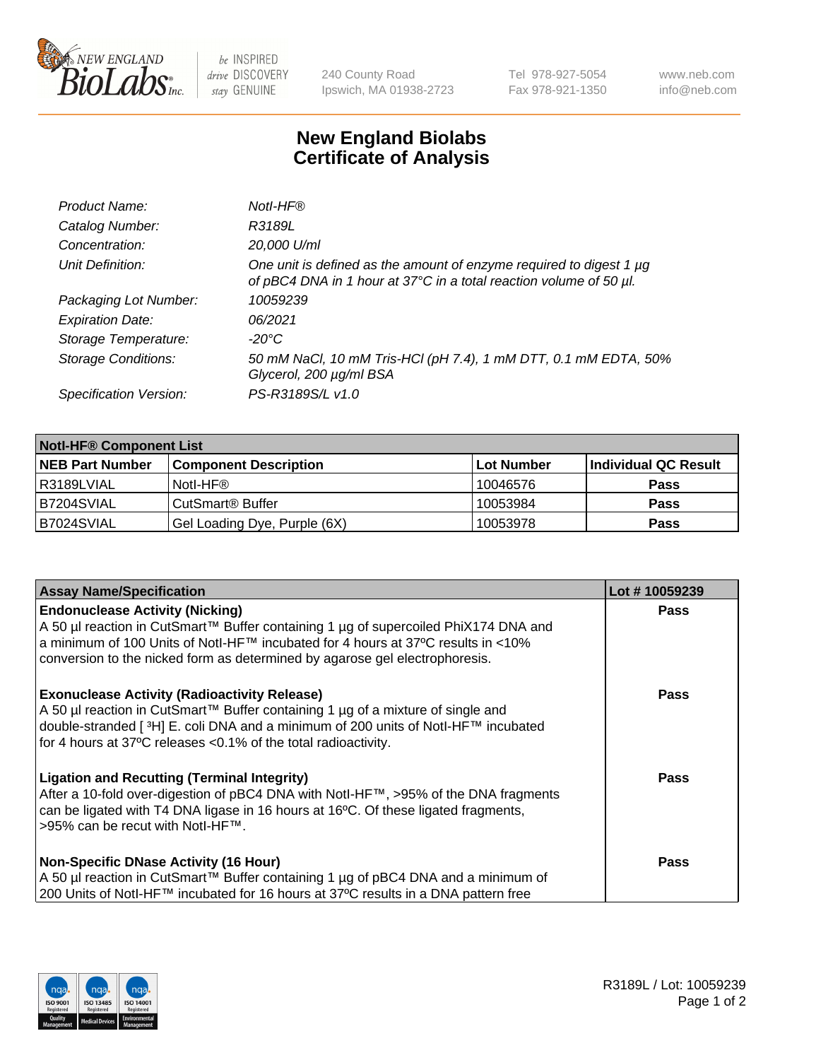# New England Biolabs
# Certificate of Analysis

| | |
|---|---|
| *Product Name:* | *NotI-HF®* |
| *Catalog Number:* | *R3189L* |
| *Concentration:* | *20,000 U/ml* |
| *Unit Definition:* | *One unit is defined as the amount of enzyme required to digest 1 µg of pBC4 DNA in 1 hour at 37°C in a total reaction volume of 50 µl.* |
| *Packaging Lot Number:* | *10059239* |
| *Expiration Date:* | *06/2021* |
| *Storage Temperature:* | *-20°C* |
| *Storage Conditions:* | *50 mM NaCl, 10 mM Tris-HCl (pH 7.4), 1 mM DTT, 0.1 mM EDTA, 50% Glycerol, 200 µg/ml BSA* |
| *Specification Version:* | *PS-R3189S/L v1.0* |

| NotI-HF® Component List | | | |
|---|---|---|---|
| **NEB Part Number** | **Component Description** | **Lot Number** | **Individual QC Result** |
| R3189LVIAL | NotI-HF® | 10046576 | **Pass** |
| B7204SVIAL | CutSmart® Buffer | 10053984 | **Pass** |
| B7024SVIAL | Gel Loading Dye, Purple (6X) | 10053978 | **Pass** |

| Assay Name/Specification | Lot # 10059239 |
|---|---|
| **Endonuclease Activity (Nicking)**<br>A 50 µl reaction in CutSmart™ Buffer containing 1 µg of supercoiled PhiX174 DNA and a minimum of 100 Units of NotI-HF™ incubated for 4 hours at 37ºC results in <10% conversion to the nicked form as determined by agarose gel electrophoresis. | **Pass** |
| **Exonuclease Activity (Radioactivity Release)**<br>A 50 µl reaction in CutSmart™ Buffer containing 1 µg of a mixture of single and double-stranded [ $^{3}$H] E. coli DNA and a minimum of 200 units of NotI-HF™ incubated for 4 hours at 37ºC releases <0.1% of the total radioactivity. | **Pass** |
| **Ligation and Recutting (Terminal Integrity)**<br>After a 10-fold over-digestion of pBC4 DNA with NotI-HF™, >95% of the DNA fragments can be ligated with T4 DNA ligase in 16 hours at 16ºC. Of these ligated fragments, >95% can be recut with NotI-HF™. | **Pass** |
| **Non-Specific DNase Activity (16 Hour)**<br>A 50 µl reaction in CutSmart™ Buffer containing 1 µg of pBC4 DNA and a minimum of 200 Units of NotI-HF™ incubated for 16 hours at 37ºC results in a DNA pattern free | **Pass** |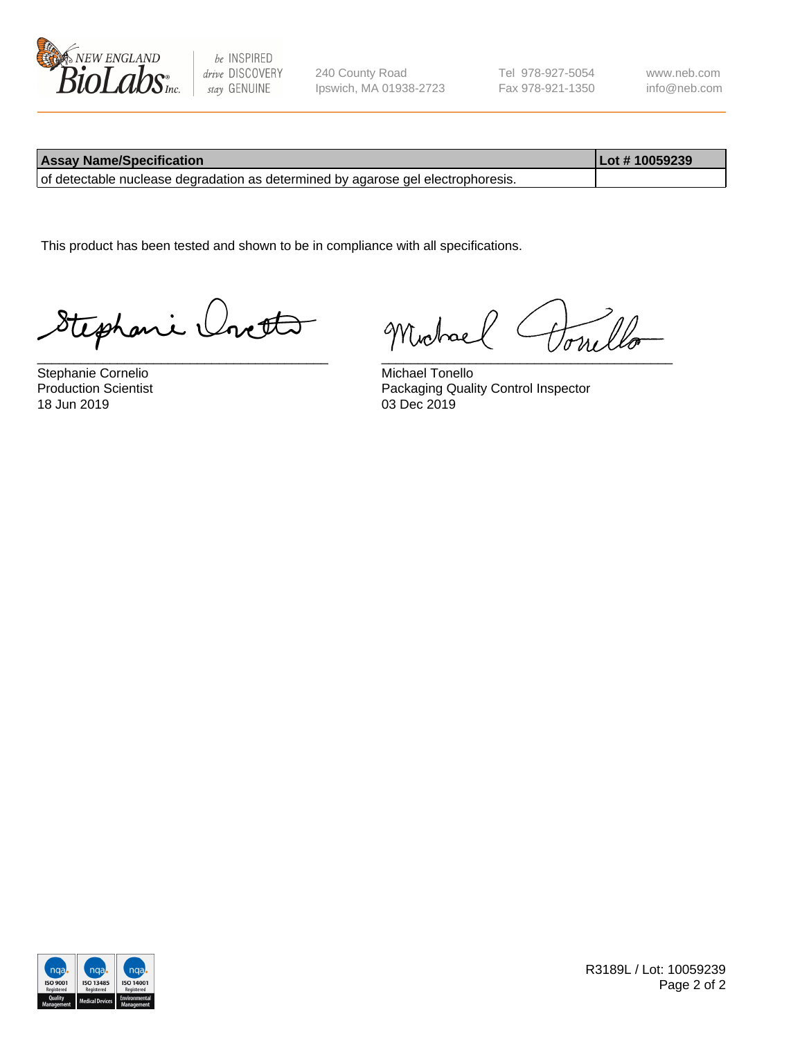| Assay Name/Specification | Lot # 10059239 |
|---|---|
| of detectable nuclease degradation as determined by agarose gel electrophoresis. | |

This product has been tested and shown to be in compliance with all specifications.

Stephanie Cornelio
Production Scientist
18 Jun 2019

Michael Tonello
Packaging Quality Control Inspector
03 Dec 2019

R3189L / Lot: 10059239